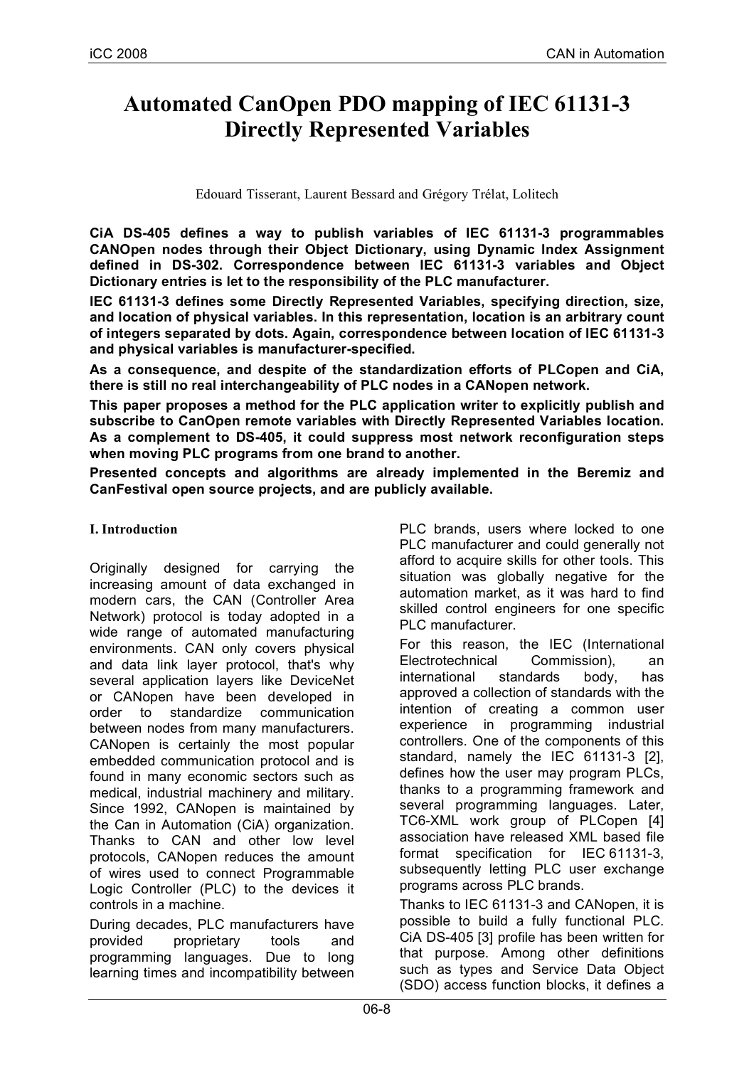# Automated CanOpen PDO mapping of IEC 61131-3 Directly Represented Variables

Edouard Tisserant, Laurent Bessard and Grégory Trélat, Lolitech

**CiA DS-405 defines a way to publish variables of IEC 61131-3 programmables CANOpen nodes through their Object Dictionary, using Dynamic Index Assignment defined in DS-302. Correspondence between IEC 61131-3 variables and Object Dictionary entries is let to the responsibility of the PLC manufacturer.**

**IEC 61131-3 defines some Directly Represented Variables, specifying direction, size, and location of physical variables. In this representation, location is an arbitrary count of integers separated by dots. Again, correspondence between location of IEC 61131-3 and physical variables is manufacturer-specified.**

**As a consequence, and despite of the standardization efforts of PLCopen and CiA, there is still no real interchangeability of PLC nodes in a CANopen network.**

**This paper proposes a method for the PLC application writer to explicitly publish and subscribe to CanOpen remote variables with Directly Represented Variables location. As a complement to DS-405, it could suppress most network reconfiguration steps when moving PLC programs from one brand to another.**

**Presented concepts and algorithms are already implemented in the Beremiz and CanFestival open source projects, and are publicly available.**

## I. Introduction

Originally designed for carrying the increasing amount of data exchanged in modern cars, the CAN (Controller Area Network) protocol is today adopted in a wide range of automated manufacturing environments. CAN only covers physical and data link layer protocol, that's why several application layers like DeviceNet or CANopen have been developed in order to standardize communication between nodes from many manufacturers. CANopen is certainly the most popular embedded communication protocol and is found in many economic sectors such as medical, industrial machinery and military. Since 1992, CANopen is maintained by the Can in Automation (CiA) organization. Thanks to CAN and other low level protocols, CANopen reduces the amount of wires used to connect Programmable Logic Controller (PLC) to the devices it controls in a machine.

During decades, PLC manufacturers have provided proprietary tools and programming languages. Due to long learning times and incompatibility between PLC brands, users where locked to one PLC manufacturer and could generally not afford to acquire skills for other tools. This situation was globally negative for the automation market, as it was hard to find skilled control engineers for one specific PLC manufacturer.

For this reason, the IEC (International Electrotechnical Commission), an international standards body, has approved a collection of standards with the intention of creating a common user experience in programming industrial controllers. One of the components of this standard, namely the IEC 61131-3 [2], defines how the user may program PLCs, thanks to a programming framework and several programming languages. Later, TC6-XML work group of PLCopen [4] association have released XML based file format specification for IEC 61131-3, subsequently letting PLC user exchange programs across PLC brands.

Thanks to IEC 61131-3 and CANopen, it is possible to build a fully functional PLC. CiA DS-405 [3] profile has been written for that purpose. Among other definitions such as types and Service Data Object (SDO) access function blocks, it defines a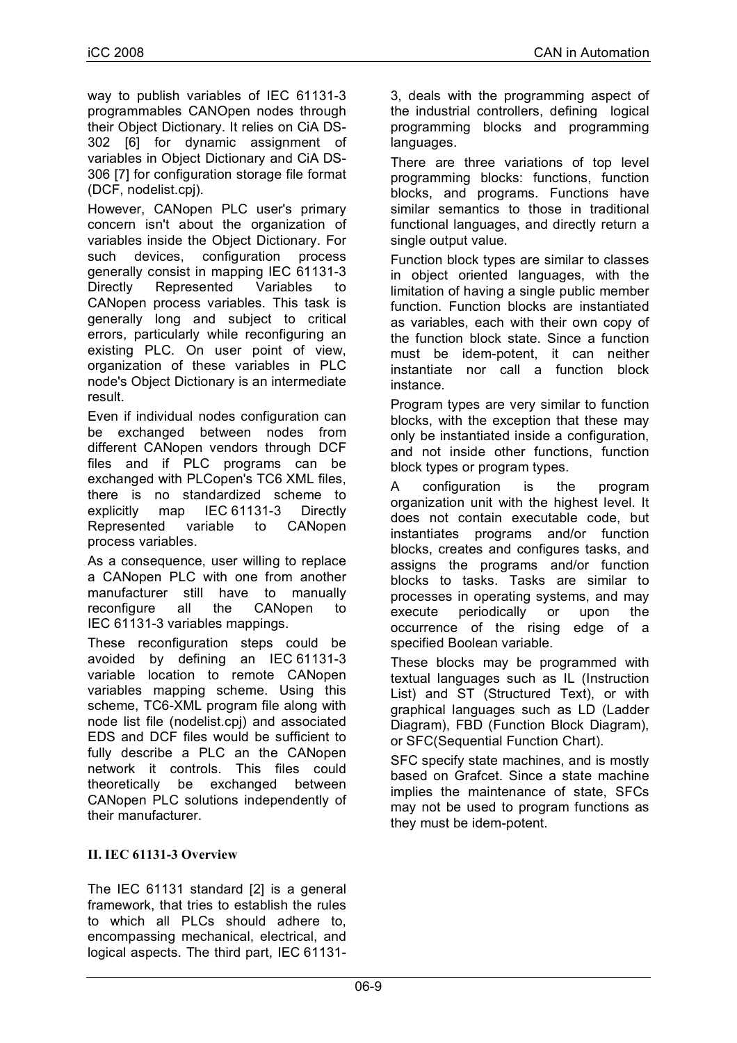way to publish variables of IEC 61131-3 programmables CANOpen nodes through their Object Dictionary. It relies on CiA DS-302 [6] for dynamic assignment of variables in Object Dictionary and CiA DS-306 [7] for configuration storage file format (DCF, nodelist.cpj).

However, CANopen PLC user's primary concern isn't about the organization of variables inside the Object Dictionary. For such devices, configuration process generally consist in mapping IEC 61131-3 Directly Represented Variables to CANopen process variables. This task is generally long and subject to critical errors, particularly while reconfiguring an existing PLC. On user point of view, organization of these variables in PLC node's Object Dictionary is an intermediate result.

Even if individual nodes configuration can be exchanged between nodes from different CANopen vendors through DCF files and if PLC programs can be exchanged with PLCopen's TC6 XML files, there is no standardized scheme to explicitly map IEC 61131-3 Directly Represented variable to CANopen process variables.

As a consequence, user willing to replace a CANopen PLC with one from another manufacturer still have to manually reconfigure all the CANopen to IEC 61131-3 variables mappings.

These reconfiguration steps could be avoided by defining an IEC 61131-3 variable location to remote CANopen variables mapping scheme. Using this scheme, TC6-XML program file along with node list file (nodelist.cpj) and associated EDS and DCF files would be sufficient to fully describe a PLC an the CANopen network it controls. This files could theoretically be exchanged between CANopen PLC solutions independently of their manufacturer.

## II. IEC 61131-3 Overview

The IEC 61131 standard [2] is a general framework, that tries to establish the rules to which all PLCs should adhere to, encompassing mechanical, electrical, and logical aspects. The third part, IEC 61131-3, deals with the programming aspect of the industrial controllers, defining logical programming blocks and programming languages.

There are three variations of top level programming blocks: functions, function blocks, and programs. Functions have similar semantics to those in traditional functional languages, and directly return a single output value.

Function block types are similar to classes in object oriented languages, with the limitation of having a single public member function. Function blocks are instantiated as variables, each with their own copy of the function block state. Since a function must be idem-potent, it can neither instantiate nor call a function block instance.

Program types are very similar to function blocks, with the exception that these may only be instantiated inside a configuration, and not inside other functions, function block types or program types.

A configuration is the program organization unit with the highest level. It does not contain executable code, but instantiates programs and/or function blocks, creates and configures tasks, and assigns the programs and/or function blocks to tasks. Tasks are similar to processes in operating systems, and may execute periodically or upon the occurrence of the rising edge of a specified Boolean variable.

These blocks may be programmed with textual languages such as IL (Instruction List) and ST (Structured Text), or with graphical languages such as LD (Ladder Diagram), FBD (Function Block Diagram), or SFC(Sequential Function Chart).

SFC specify state machines, and is mostly based on Grafcet. Since a state machine implies the maintenance of state, SFCs may not be used to program functions as they must be idem-potent.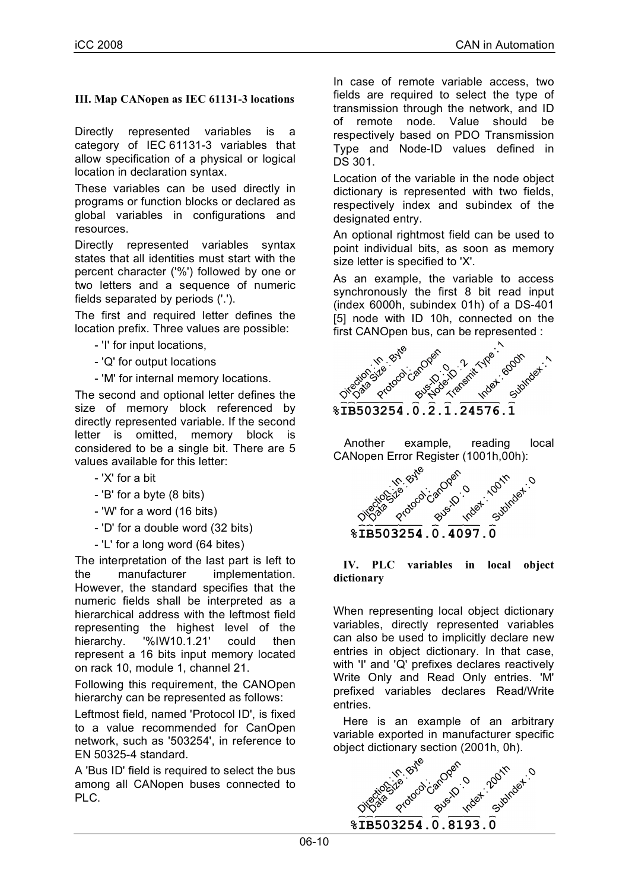## III. Map CANopen as IEC 61131-3 locations

Directly represented variables is a category of IEC 61131-3 variables that allow specification of a physical or logical location in declaration syntax.

These variables can be used directly in programs or function blocks or declared as global variables in configurations and resources.

Directly represented variables syntax states that all identities must start with the percent character ('%') followed by one or two letters and a sequence of numeric fields separated by periods ('.').

The first and required letter defines the location prefix. Three values are possible:

- 'I' for input locations,
- 'Q' for output locations
- 'M' for internal memory locations.

The second and optional letter defines the size of memory block referenced by directly represented variable. If the second letter is omitted, memory block is considered to be a single bit. There are 5 values available for this letter:

- 'X' for a bit
- 'B' for a byte (8 bits)
- 'W' for a word (16 bits)
- 'D' for a double word (32 bits)
- 'L' for a long word (64 bites)

The interpretation of the last part is left to the manufacturer implementation. However, the standard specifies that the numeric fields shall be interpreted as a hierarchical address with the leftmost field representing the highest level of the hierarchy. '%IW10.1.21' could then represent a 16 bits input memory located on rack 10, module 1, channel 21.

Following this requirement, the CANOpen hierarchy can be represented as follows:

Leftmost field, named 'Protocol ID', is fixed to a value recommended for CanOpen network, such as '503254', in reference to EN 50325-4 standard.

A 'Bus ID' field is required to select the bus among all CANopen buses connected to PLC.

In case of remote variable access, two fields are required to select the type of transmission through the network, and ID of remote node. Value should be respectively based on PDO Transmission Type and Node-ID values defined in DS 301.

Location of the variable in the node object dictionary is represented with two fields, respectively index and subindex of the designated entry.

An optional rightmost field can be used to point individual bits, as soon as memory size letter is specified to 'X'.

As an example, the variable to access synchronously the first 8 bit read input (index 6000h, subindex 01h) of a DS-401 [5] node with ID 10h, connected on the first CANOpen bus, can be represented :

Direction : In, Data Size : Byte, Protocol : CanOpen, Bus-ID : 0, Node-ID : 2, Transmit Type : 1, Index : 6000h, SubIndex : 1

```
%IB503254.0.2.1.24576.1
```

Another example, reading local CANopen Error Register (1001h,00h):

Direction : In, Data Size : Byte, Protocol : CanOpen, Bus-ID : 0, Index : 1001h, SubIndex : 0

```
%IB503254.0.4097.0
```

## IV. PLC variables in local object dictionary

When representing local object dictionary variables, directly represented variables can also be used to implicitly declare new entries in object dictionary. In that case, with 'I' and 'Q' prefixes declares reactively Write Only and Read Only entries. 'M' prefixed variables declares Read/Write entries.

Here is an example of an arbitrary variable exported in manufacturer specific object dictionary section (2001h, 0h).

Direction : In, Data Size : Byte, Protocol : CanOpen, Bus-ID : 0, Index : 2001h, SubIndex : 0

```
%IB503254.0.8193.0
```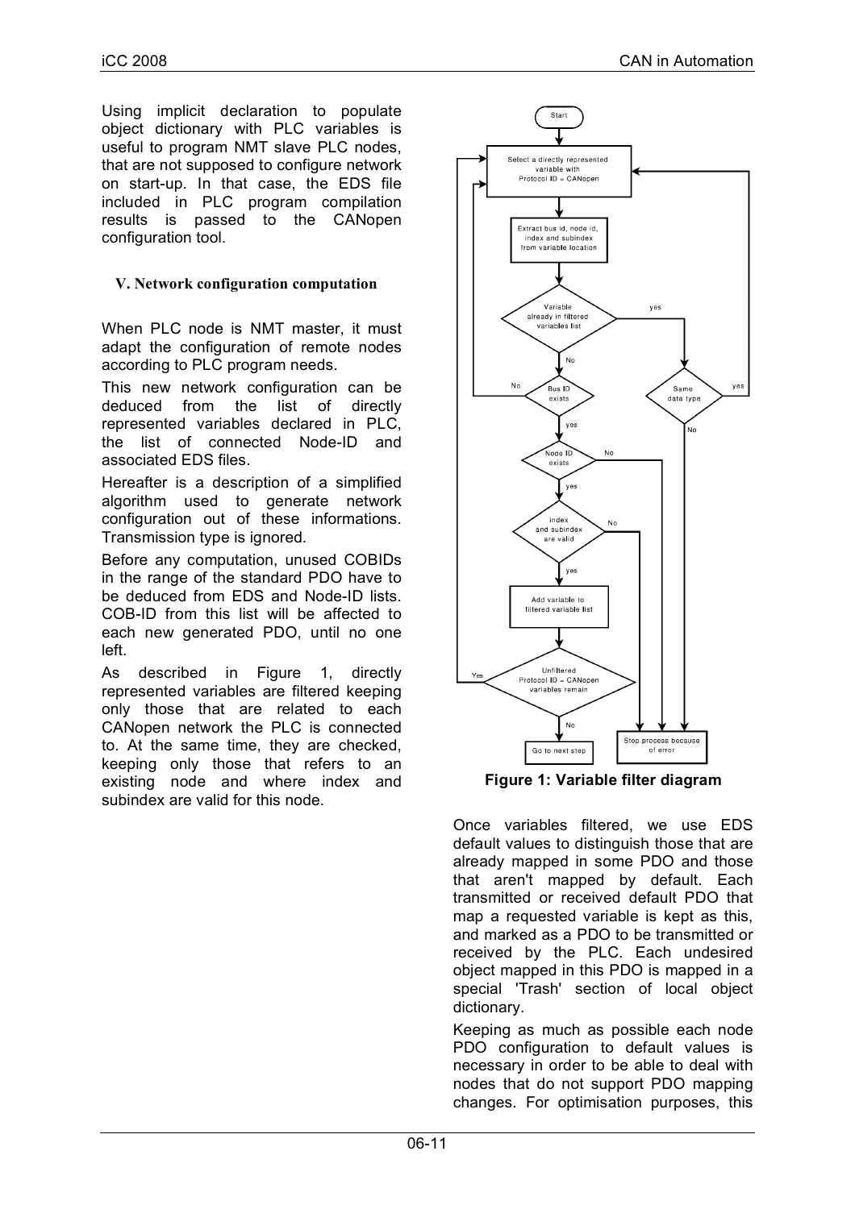Using implicit declaration to populate object dictionary with PLC variables is useful to program NMT slave PLC nodes, that are not supposed to configure network on start-up. In that case, the EDS file included in PLC program compilation results is passed to the CANopen configuration tool.

## V. Network configuration computation

When PLC node is NMT master, it must adapt the configuration of remote nodes according to PLC program needs.

This new network configuration can be deduced from the list of directly represented variables declared in PLC, the list of connected Node-ID and associated EDS files.

Hereafter is a description of a simplified algorithm used to generate network configuration out of these informations. Transmission type is ignored.

Before any computation, unused COBIDs in the range of the standard PDO have to be deduced from EDS and Node-ID lists. COB-ID from this list will be affected to each new generated PDO, until no one left.

As described in Figure 1, directly represented variables are filtered keeping only those that are related to each CANopen network the PLC is connected to. At the same time, they are checked, keeping only those that refers to an existing node and where index and subindex are valid for this node.

**Figure 1: Variable filter diagram**

Once variables filtered, we use EDS default values to distinguish those that are already mapped in some PDO and those that aren't mapped by default. Each transmitted or received default PDO that map a requested variable is kept as this, and marked as a PDO to be transmitted or received by the PLC. Each undesired object mapped in this PDO is mapped in a special 'Trash' section of local object dictionary.

Keeping as much as possible each node PDO configuration to default values is necessary in order to be able to deal with nodes that do not support PDO mapping changes. For optimisation purposes, this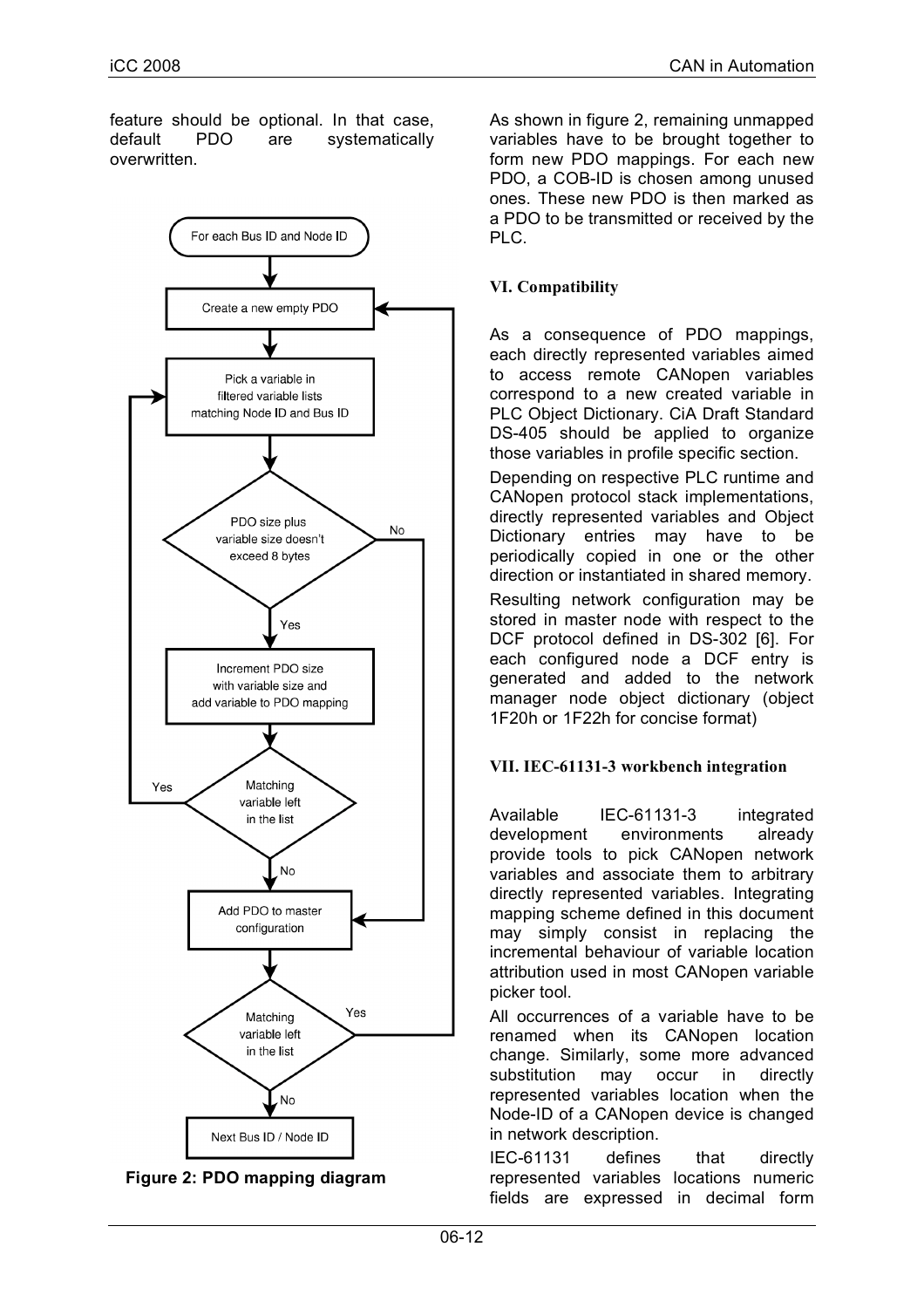feature should be optional. In that case, default PDO are systematically overwritten.

Figure 2: PDO mapping diagram

As shown in figure 2, remaining unmapped variables have to be brought together to form new PDO mappings. For each new PDO, a COB-ID is chosen among unused ones. These new PDO is then marked as a PDO to be transmitted or received by the PLC.

### VI. Compatibility

As a consequence of PDO mappings, each directly represented variables aimed to access remote CANopen variables correspond to a new created variable in PLC Object Dictionary. CiA Draft Standard DS-405 should be applied to organize those variables in profile specific section.

Depending on respective PLC runtime and CANopen protocol stack implementations, directly represented variables and Object Dictionary entries may have to be periodically copied in one or the other direction or instantiated in shared memory.

Resulting network configuration may be stored in master node with respect to the DCF protocol defined in DS-302 [6]. For each configured node a DCF entry is generated and added to the network manager node object dictionary (object 1F20h or 1F22h for concise format)

### VII. IEC-61131-3 workbench integration

Available IEC-61131-3 integrated development environments already provide tools to pick CANopen network variables and associate them to arbitrary directly represented variables. Integrating mapping scheme defined in this document may simply consist in replacing the incremental behaviour of variable location attribution used in most CANopen variable picker tool.

All occurrences of a variable have to be renamed when its CANopen location change. Similarly, some more advanced substitution may occur in directly represented variables location when the Node-ID of a CANopen device is changed in network description.

IEC-61131 defines that directly represented variables locations numeric fields are expressed in decimal form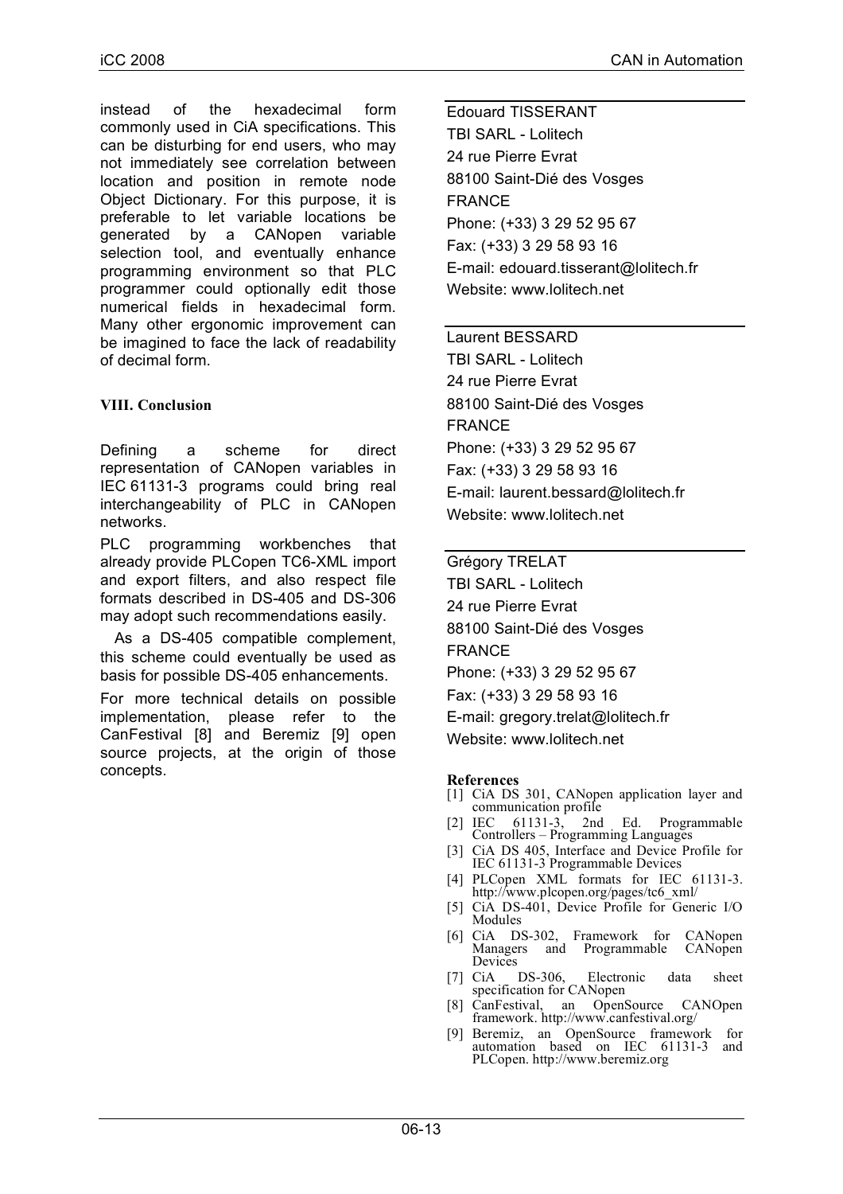instead of the hexadecimal form commonly used in CiA specifications. This can be disturbing for end users, who may not immediately see correlation between location and position in remote node Object Dictionary. For this purpose, it is preferable to let variable locations be generated by a CANopen variable selection tool, and eventually enhance programming environment so that PLC programmer could optionally edit those numerical fields in hexadecimal form. Many other ergonomic improvement can be imagined to face the lack of readability of decimal form.

## VIII. Conclusion

Defining a scheme for direct representation of CANopen variables in IEC 61131-3 programs could bring real interchangeability of PLC in CANopen networks.

PLC programming workbenches that already provide PLCopen TC6-XML import and export filters, and also respect file formats described in DS-405 and DS-306 may adopt such recommendations easily.

As a DS-405 compatible complement, this scheme could eventually be used as basis for possible DS-405 enhancements.

For more technical details on possible implementation, please refer to the CanFestival [8] and Beremiz [9] open source projects, at the origin of those concepts.

---

Edouard TISSERANT
TBI SARL - Lolitech
24 rue Pierre Evrat
88100 Saint-Dié des Vosges
FRANCE
Phone: (+33) 3 29 52 95 67
Fax: (+33) 3 29 58 93 16
E-mail: edouard.tisserant@lolitech.fr
Website: www.lolitech.net

---

Laurent BESSARD
TBI SARL - Lolitech
24 rue Pierre Evrat
88100 Saint-Dié des Vosges
FRANCE
Phone: (+33) 3 29 52 95 67
Fax: (+33) 3 29 58 93 16
E-mail: laurent.bessard@lolitech.fr
Website: www.lolitech.net

---

Grégory TRELAT
TBI SARL - Lolitech
24 rue Pierre Evrat
88100 Saint-Dié des Vosges
FRANCE
Phone: (+33) 3 29 52 95 67
Fax: (+33) 3 29 58 93 16
E-mail: gregory.trelat@lolitech.fr
Website: www.lolitech.net

### References

[1] CiA DS 301, CANopen application layer and communication profile

[2] IEC 61131-3, 2nd Ed. Programmable Controllers – Programming Languages

[3] CiA DS 405, Interface and Device Profile for IEC 61131-3 Programmable Devices

[4] PLCopen XML formats for IEC 61131-3. http://www.plcopen.org/pages/tc6_xml/

[5] CiA DS-401, Device Profile for Generic I/O Modules

[6] CiA DS-302, Framework for CANopen Managers and Programmable CANopen Devices

[7] CiA DS-306, Electronic data sheet specification for CANopen

[8] CanFestival, an OpenSource CANOpen framework. http://www.canfestival.org/

[9] Beremiz, an OpenSource framework for automation based on IEC 61131-3 and PLCopen. http://www.beremiz.org